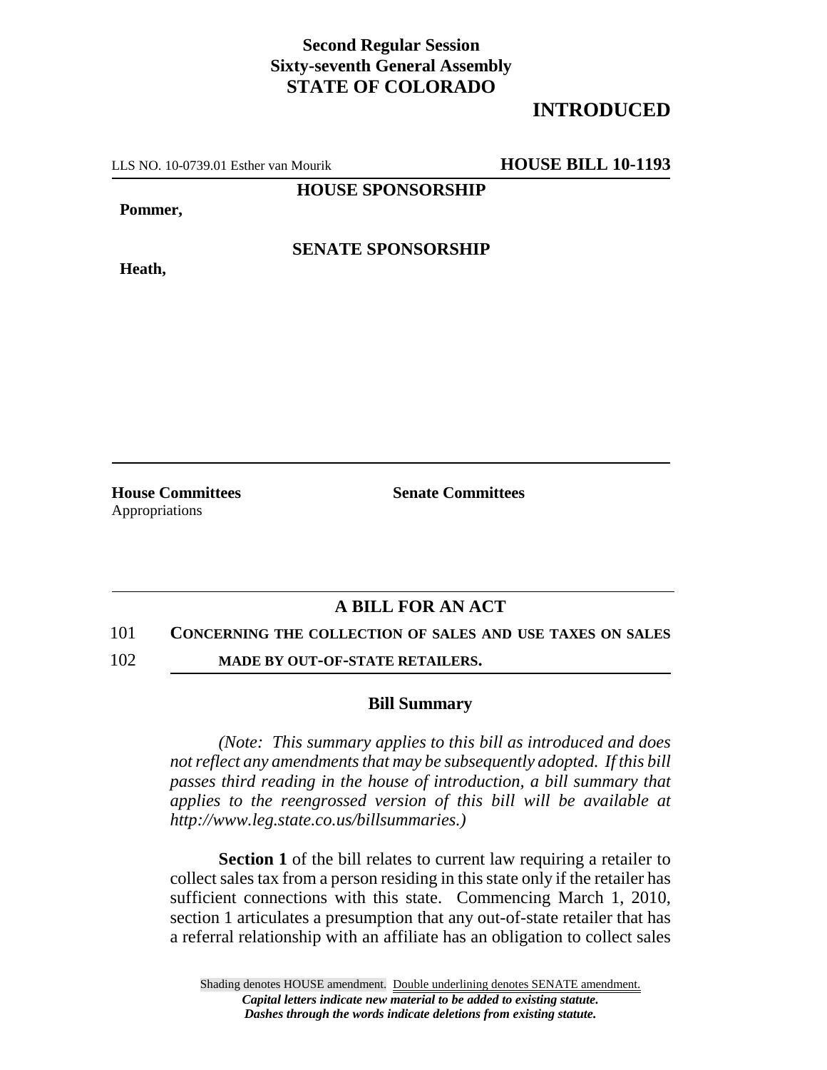**Second Regular Session**
**Sixty-seventh General Assembly**
**STATE OF COLORADO**

# INTRODUCED

LLS NO. 10-0739.01 Esther van Mourik **HOUSE BILL 10-1193**

**HOUSE SPONSORSHIP**

**Pommer,**

**SENATE SPONSORSHIP**

**Heath,**

**House Committees**
Appropriations

**Senate Committees**

## A BILL FOR AN ACT

101 **CONCERNING THE COLLECTION OF SALES AND USE TAXES ON SALES**
102 **MADE BY OUT-OF-STATE RETAILERS.**

### Bill Summary

*(Note: This summary applies to this bill as introduced and does not reflect any amendments that may be subsequently adopted. If this bill passes third reading in the house of introduction, a bill summary that applies to the reengrossed version of this bill will be available at http://www.leg.state.co.us/billsummaries.)*

**Section 1** of the bill relates to current law requiring a retailer to collect sales tax from a person residing in this state only if the retailer has sufficient connections with this state. Commencing March 1, 2010, section 1 articulates a presumption that any out-of-state retailer that has a referral relationship with an affiliate has an obligation to collect sales

Shading denotes HOUSE amendment. Double underlining denotes SENATE amendment.
***Capital letters indicate new material to be added to existing statute.***
***Dashes through the words indicate deletions from existing statute.***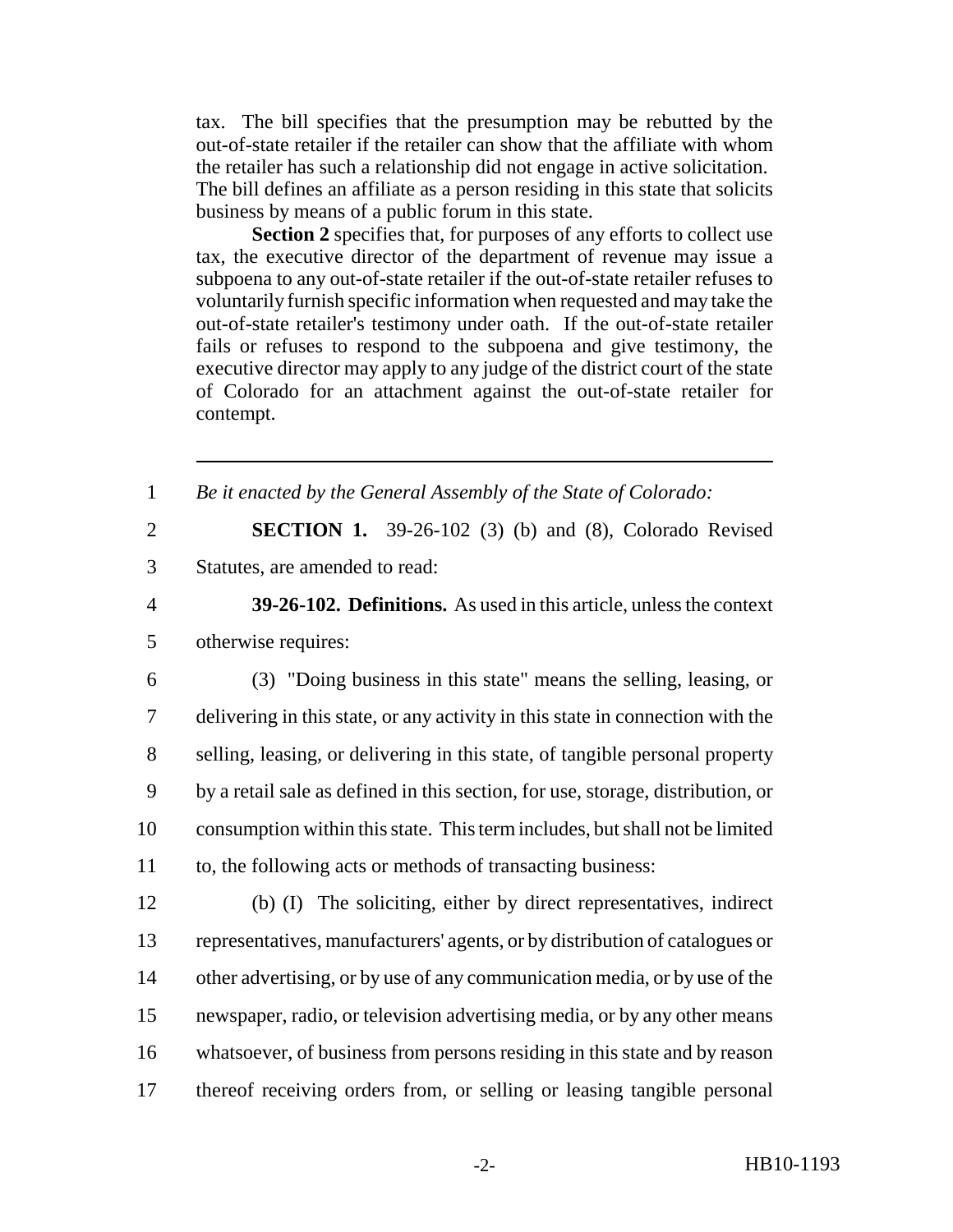tax. The bill specifies that the presumption may be rebutted by the out-of-state retailer if the retailer can show that the affiliate with whom the retailer has such a relationship did not engage in active solicitation. The bill defines an affiliate as a person residing in this state that solicits business by means of a public forum in this state.

**Section 2** specifies that, for purposes of any efforts to collect use tax, the executive director of the department of revenue may issue a subpoena to any out-of-state retailer if the out-of-state retailer refuses to voluntarily furnish specific information when requested and may take the out-of-state retailer's testimony under oath. If the out-of-state retailer fails or refuses to respond to the subpoena and give testimony, the executive director may apply to any judge of the district court of the state of Colorado for an attachment against the out-of-state retailer for contempt.

---

1 *Be it enacted by the General Assembly of the State of Colorado:*

2 **SECTION 1.** 39-26-102 (3) (b) and (8), Colorado Revised
3 Statutes, are amended to read:

4 **39-26-102. Definitions.** As used in this article, unless the context
5 otherwise requires:

6 (3) "Doing business in this state" means the selling, leasing, or
7 delivering in this state, or any activity in this state in connection with the
8 selling, leasing, or delivering in this state, of tangible personal property
9 by a retail sale as defined in this section, for use, storage, distribution, or
10 consumption within this state. This term includes, but shall not be limited
11 to, the following acts or methods of transacting business:

12 (b) (I) The soliciting, either by direct representatives, indirect
13 representatives, manufacturers' agents, or by distribution of catalogues or
14 other advertising, or by use of any communication media, or by use of the
15 newspaper, radio, or television advertising media, or by any other means
16 whatsoever, of business from persons residing in this state and by reason
17 thereof receiving orders from, or selling or leasing tangible personal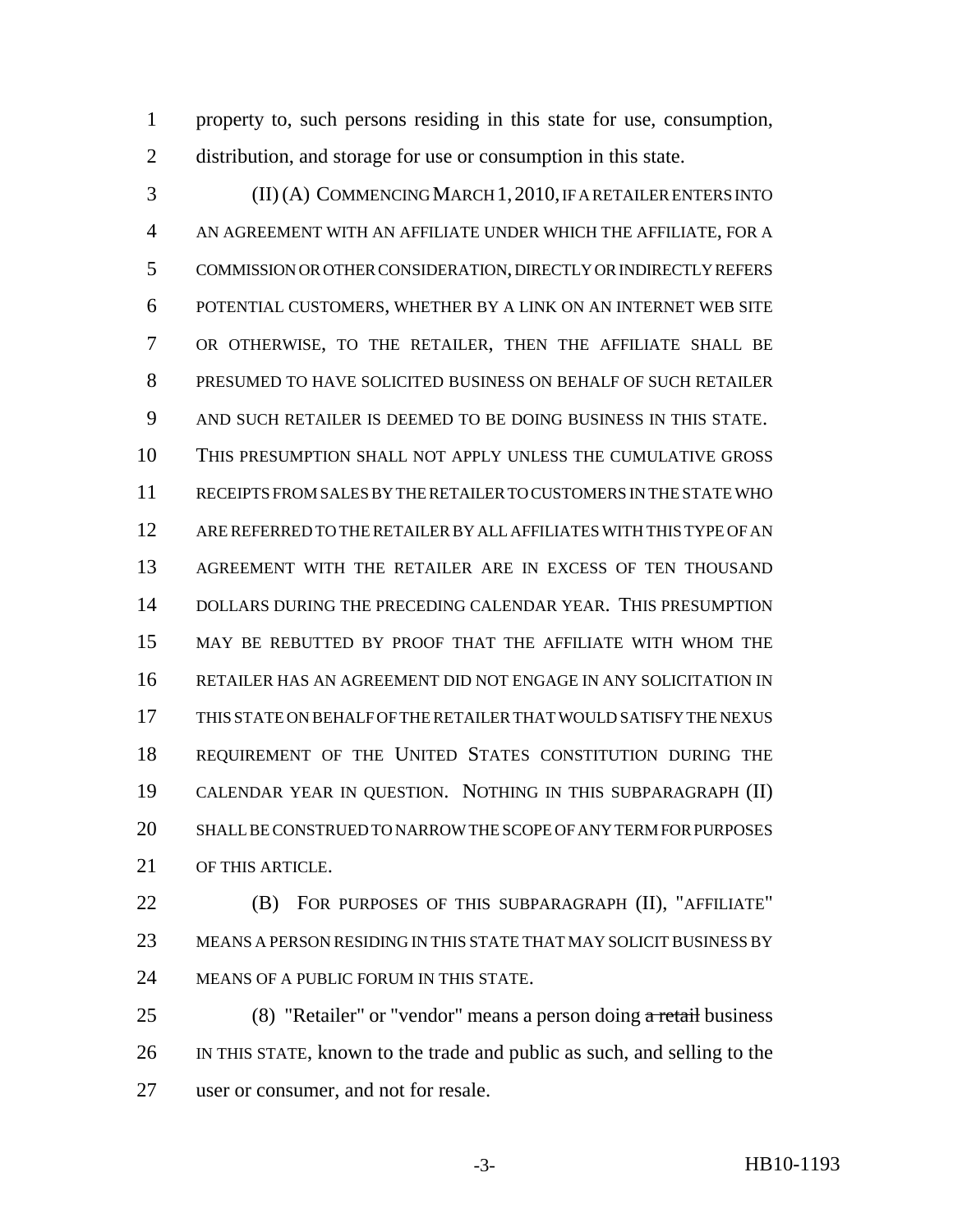property to, such persons residing in this state for use, consumption, distribution, and storage for use or consumption in this state.

(II) (A) COMMENCING MARCH 1, 2010, IF A RETAILER ENTERS INTO AN AGREEMENT WITH AN AFFILIATE UNDER WHICH THE AFFILIATE, FOR A COMMISSION OR OTHER CONSIDERATION, DIRECTLY OR INDIRECTLY REFERS POTENTIAL CUSTOMERS, WHETHER BY A LINK ON AN INTERNET WEB SITE OR OTHERWISE, TO THE RETAILER, THEN THE AFFILIATE SHALL BE PRESUMED TO HAVE SOLICITED BUSINESS ON BEHALF OF SUCH RETAILER AND SUCH RETAILER IS DEEMED TO BE DOING BUSINESS IN THIS STATE. THIS PRESUMPTION SHALL NOT APPLY UNLESS THE CUMULATIVE GROSS RECEIPTS FROM SALES BY THE RETAILER TO CUSTOMERS IN THE STATE WHO ARE REFERRED TO THE RETAILER BY ALL AFFILIATES WITH THIS TYPE OF AN AGREEMENT WITH THE RETAILER ARE IN EXCESS OF TEN THOUSAND DOLLARS DURING THE PRECEDING CALENDAR YEAR. THIS PRESUMPTION MAY BE REBUTTED BY PROOF THAT THE AFFILIATE WITH WHOM THE RETAILER HAS AN AGREEMENT DID NOT ENGAGE IN ANY SOLICITATION IN THIS STATE ON BEHALF OF THE RETAILER THAT WOULD SATISFY THE NEXUS REQUIREMENT OF THE UNITED STATES CONSTITUTION DURING THE CALENDAR YEAR IN QUESTION. NOTHING IN THIS SUBPARAGRAPH (II) SHALL BE CONSTRUED TO NARROW THE SCOPE OF ANY TERM FOR PURPOSES OF THIS ARTICLE.

(B) FOR PURPOSES OF THIS SUBPARAGRAPH (II), "AFFILIATE" MEANS A PERSON RESIDING IN THIS STATE THAT MAY SOLICIT BUSINESS BY MEANS OF A PUBLIC FORUM IN THIS STATE.

(8) "Retailer" or "vendor" means a person doing ~~a retail~~ business IN THIS STATE, known to the trade and public as such, and selling to the user or consumer, and not for resale.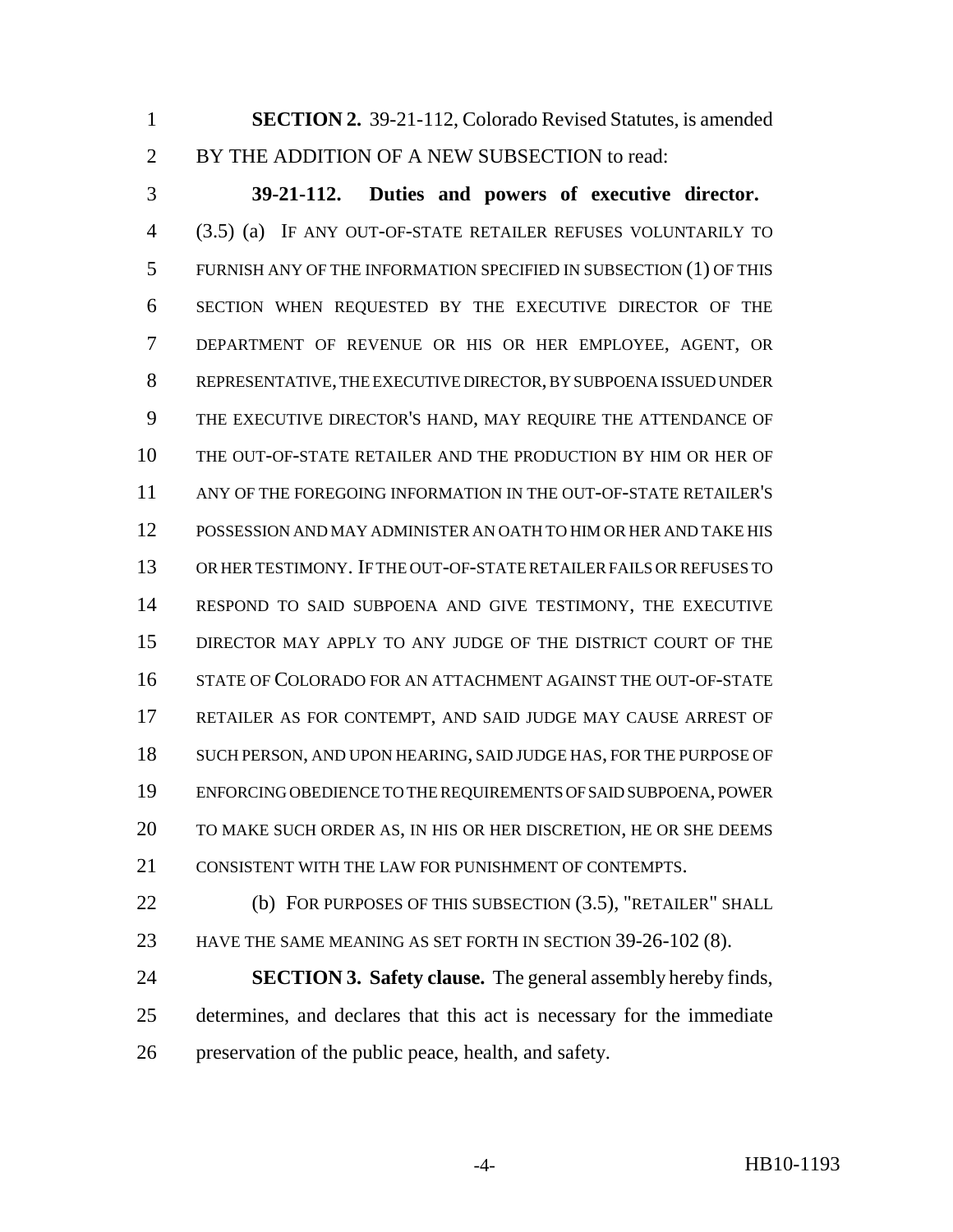**SECTION 2.** 39-21-112, Colorado Revised Statutes, is amended BY THE ADDITION OF A NEW SUBSECTION to read:

**39-21-112. Duties and powers of executive director.** (3.5) (a) IF ANY OUT-OF-STATE RETAILER REFUSES VOLUNTARILY TO FURNISH ANY OF THE INFORMATION SPECIFIED IN SUBSECTION (1) OF THIS SECTION WHEN REQUESTED BY THE EXECUTIVE DIRECTOR OF THE DEPARTMENT OF REVENUE OR HIS OR HER EMPLOYEE, AGENT, OR REPRESENTATIVE, THE EXECUTIVE DIRECTOR, BY SUBPOENA ISSUED UNDER THE EXECUTIVE DIRECTOR'S HAND, MAY REQUIRE THE ATTENDANCE OF THE OUT-OF-STATE RETAILER AND THE PRODUCTION BY HIM OR HER OF ANY OF THE FOREGOING INFORMATION IN THE OUT-OF-STATE RETAILER'S POSSESSION AND MAY ADMINISTER AN OATH TO HIM OR HER AND TAKE HIS OR HER TESTIMONY. IF THE OUT-OF-STATE RETAILER FAILS OR REFUSES TO RESPOND TO SAID SUBPOENA AND GIVE TESTIMONY, THE EXECUTIVE DIRECTOR MAY APPLY TO ANY JUDGE OF THE DISTRICT COURT OF THE STATE OF COLORADO FOR AN ATTACHMENT AGAINST THE OUT-OF-STATE RETAILER AS FOR CONTEMPT, AND SAID JUDGE MAY CAUSE ARREST OF SUCH PERSON, AND UPON HEARING, SAID JUDGE HAS, FOR THE PURPOSE OF ENFORCING OBEDIENCE TO THE REQUIREMENTS OF SAID SUBPOENA, POWER TO MAKE SUCH ORDER AS, IN HIS OR HER DISCRETION, HE OR SHE DEEMS CONSISTENT WITH THE LAW FOR PUNISHMENT OF CONTEMPTS.

(b) FOR PURPOSES OF THIS SUBSECTION (3.5), "RETAILER" SHALL HAVE THE SAME MEANING AS SET FORTH IN SECTION 39-26-102 (8).

**SECTION 3. Safety clause.** The general assembly hereby finds, determines, and declares that this act is necessary for the immediate preservation of the public peace, health, and safety.